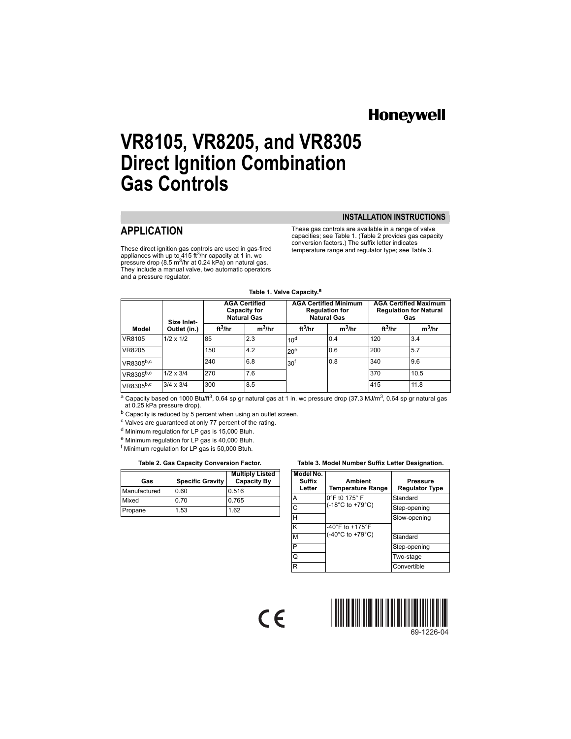Honeywell

# VR8105, VR8205, and VR8305 Direct Ignition Combination Gas Controls

INSTALLATION INSTRUCTIONS

## APPLICATION

These direct ignition gas controls are used in gas-fired appliances with up to 415 $ft^3$/hr capacity at 1 in. wc pressure drop (8.5 $m^3$/hr at 0.24 kPa) on natural gas. They include a manual valve, two automatic operators and a pressure regulator.

These gas controls are available in a range of valve capacities; see Table 1. (Table 2 provides gas capacity conversion factors.) The suffix letter indicates temperature range and regulator type; see Table 3.

**Table 1. Valve Capacity.[a]**

| Model | Size Inlet-Outlet (in.) | AGA Certified Capacity for Natural Gas | | AGA Certified Minimum Regulation for Natural Gas | | AGA Certified Maximum Regulation for Natural Gas | |
|---|---|---|---|---|---|---|---|
| | | $ft^3$/hr | $m^3$/hr | $ft^3$/hr | $m^3$/hr | $ft^3$/hr | $m^3$/hr |
| VR8105 | 1/2 x 1/2 | 85 | 2.3 | 10[d] | 0.4 | 120 | 3.4 |
| VR8205 | | 150 | 4.2 | 20[e] | 0.6 | 200 | 5.7 |
| VR8305[b,c] | | 240 | 6.8 | 30[f] | 0.8 | 340 | 9.6 |
| VR8305[b,c] | 1/2 x 3/4 | 270 | 7.6 | | | 370 | 10.5 |
| VR8305[b,c] | 3/4 x 3/4 | 300 | 8.5 | | | 415 | 11.8 |

[a] Capacity based on 1000 Btu/$ft^3$, 0.64 sp gr natural gas at 1 in. wc pressure drop (37.3 MJ/$m^3$, 0.64 sp gr natural gas at 0.25 kPa pressure drop).

[b] Capacity is reduced by 5 percent when using an outlet screen.

[c] Valves are guaranteed at only 77 percent of the rating.

[d] Minimum regulation for LP gas is 15,000 Btuh.

[e] Minimum regulation for LP gas is 40,000 Btuh.

[f] Minimum regulation for LP gas is 50,000 Btuh.

**Table 2. Gas Capacity Conversion Factor.**

| Gas | Specific Gravity | Multiply Listed Capacity By |
|---|---|---|
| Manufactured | 0.60 | 0.516 |
| Mixed | 0.70 | 0.765 |
| Propane | 1.53 | 1.62 |

**Table 3. Model Number Suffix Letter Designation.**

| Model No. Suffix Letter | Ambient Temperature Range | Pressure Regulator Type |
|---|---|---|
| A | 0°F t0 175° F (-18°C to +79°C) | Standard |
| C | | Step-opening |
| H | | Slow-opening |
| K | -40°F to +175°F (-40°C to +79°C) | |
| M | | Standard |
| P | | Step-opening |
| Q | | Two-stage |
| R | | Convertible |

CE

69-1226-04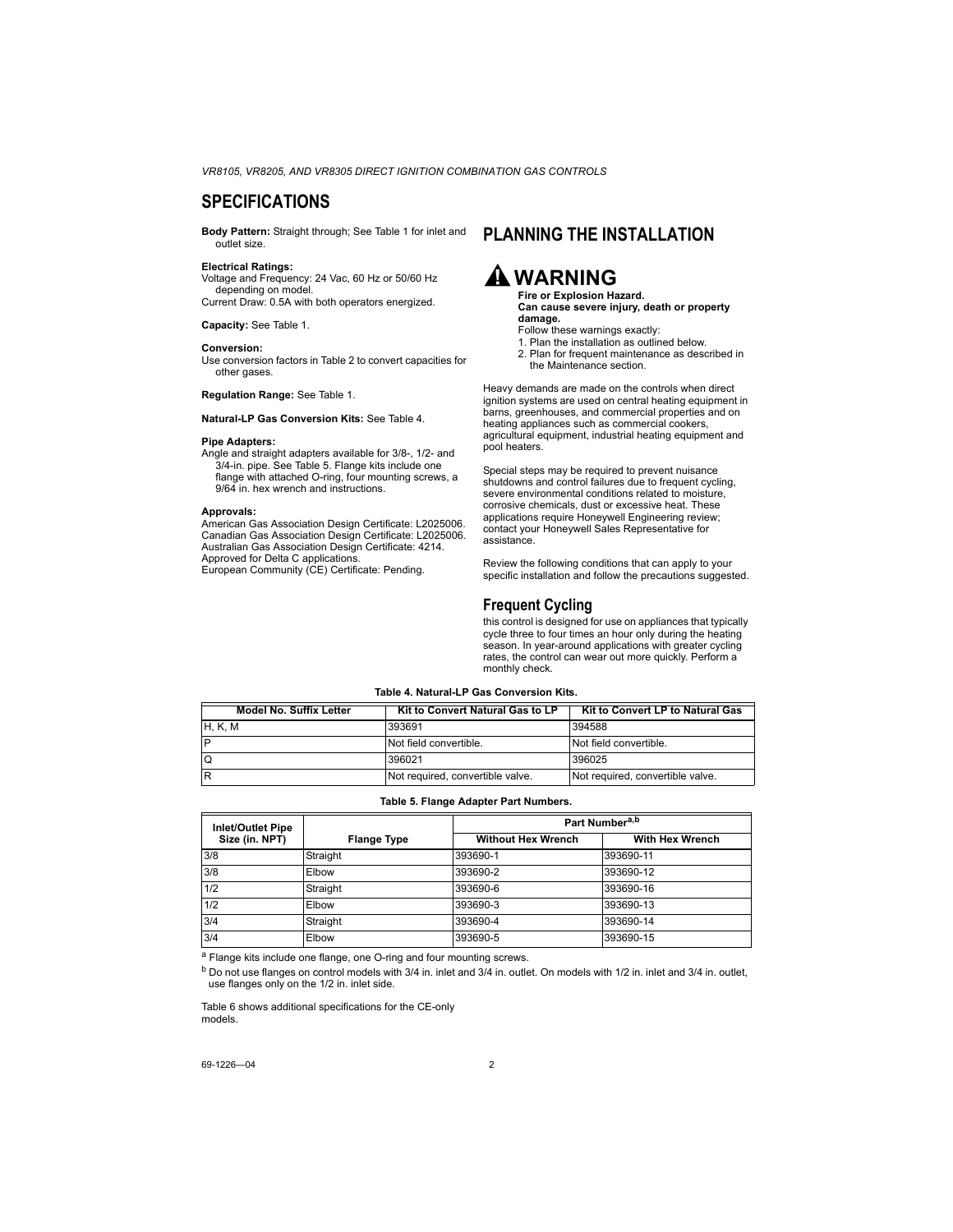## SPECIFICATIONS

**Body Pattern:** Straight through; See Table 1 for inlet and outlet size.

**Electrical Ratings:**
Voltage and Frequency: 24 Vac, 60 Hz or 50/60 Hz depending on model.
Current Draw: 0.5A with both operators energized.

**Capacity:** See Table 1.

**Conversion:**
Use conversion factors in Table 2 to convert capacities for other gases.

**Regulation Range:** See Table 1.

**Natural-LP Gas Conversion Kits:** See Table 4.

**Pipe Adapters:**
Angle and straight adapters available for 3/8-, 1/2- and 3/4-in. pipe. See Table 5. Flange kits include one flange with attached O-ring, four mounting screws, a 9/64 in. hex wrench and instructions.

**Approvals:**
American Gas Association Design Certificate: L2025006.
Canadian Gas Association Design Certificate: L2025006.
Australian Gas Association Design Certificate: 4214.
Approved for Delta C applications.
European Community (CE) Certificate: Pending.

## PLANNING THE INSTALLATION

### WARNING

**Fire or Explosion Hazard.**
**Can cause severe injury, death or property damage.**
Follow these warnings exactly:
1. Plan the installation as outlined below.
2. Plan for frequent maintenance as described in the Maintenance section.

Heavy demands are made on the controls when direct ignition systems are used on central heating equipment in barns, greenhouses, and commercial properties and on heating appliances such as commercial cookers, agricultural equipment, industrial heating equipment and pool heaters.

Special steps may be required to prevent nuisance shutdowns and control failures due to frequent cycling, severe environmental conditions related to moisture, corrosive chemicals, dust or excessive heat. These applications require Honeywell Engineering review; contact your Honeywell Sales Representative for assistance.

Review the following conditions that can apply to your specific installation and follow the precautions suggested.

### Frequent Cycling

this control is designed for use on appliances that typically cycle three to four times an hour only during the heating season. In year-around applications with greater cycling rates, the control can wear out more quickly. Perform a monthly check.

**Table 4. Natural-LP Gas Conversion Kits.**

| Model No. Suffix Letter | Kit to Convert Natural Gas to LP | Kit to Convert LP to Natural Gas |
|---|---|---|
| H, K, M | 393691 | 394588 |
| P | Not field convertible. | Not field convertible. |
| Q | 396021 | 396025 |
| R | Not required, convertible valve. | Not required, convertible valve. |

**Table 5. Flange Adapter Part Numbers.**

| Inlet/Outlet Pipe Size (in. NPT) | Flange Type | Part Number[a,b] | |
|---|---|---|---|
| | | Without Hex Wrench | With Hex Wrench |
| 3/8 | Straight | 393690-1 | 393690-11 |
| 3/8 | Elbow | 393690-2 | 393690-12 |
| 1/2 | Straight | 393690-6 | 393690-16 |
| 1/2 | Elbow | 393690-3 | 393690-13 |
| 3/4 | Straight | 393690-4 | 393690-14 |
| 3/4 | Elbow | 393690-5 | 393690-15 |

[a] Flange kits include one flange, one O-ring and four mounting screws.

[b] Do not use flanges on control models with 3/4 in. inlet and 3/4 in. outlet. On models with 1/2 in. inlet and 3/4 in. outlet, use flanges only on the 1/2 in. inlet side.

Table 6 shows additional specifications for the CE-only models.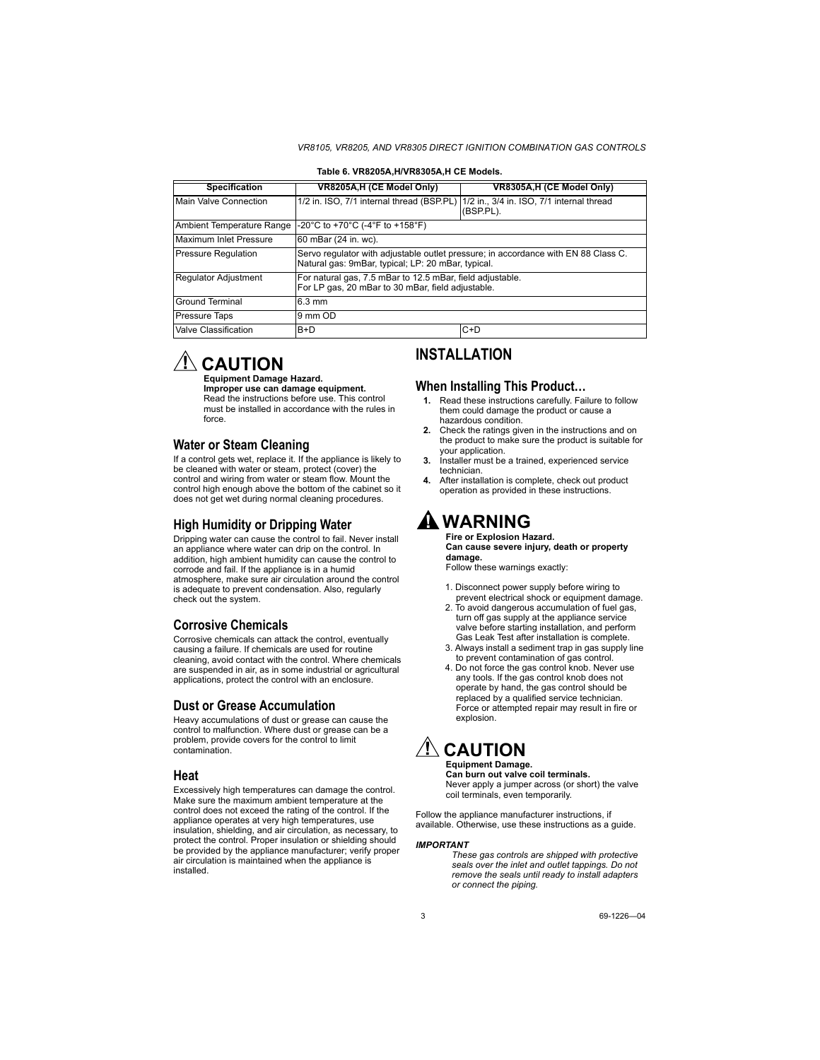**Table 6. VR8205A,H/VR8305A,H CE Models.**

| Specification | VR8205A,H (CE Model Only) | VR8305A,H (CE Model Only) |
|---|---|---|
| Main Valve Connection | 1/2 in. ISO, 7/1 internal thread (BSP.PL) | 1/2 in., 3/4 in. ISO, 7/1 internal thread (BSP.PL). |
| Ambient Temperature Range | -20°C to +70°C (-4°F to +158°F) | |
| Maximum Inlet Pressure | 60 mBar (24 in. wc). | |
| Pressure Regulation | Servo regulator with adjustable outlet pressure; in accordance with EN 88 Class C. Natural gas: 9mBar, typical; LP: 20 mBar, typical. | |
| Regulator Adjustment | For natural gas, 7.5 mBar to 12.5 mBar, field adjustable. For LP gas, 20 mBar to 30 mBar, field adjustable. | |
| Ground Terminal | 6.3 mm | |
| Pressure Taps | 9 mm OD | |
| Valve Classification | B+D | C+D |

## ⚠ CAUTION

**Equipment Damage Hazard.**
**Improper use can damage equipment.**
Read the instructions before use. This control must be installed in accordance with the rules in force.

### Water or Steam Cleaning

If a control gets wet, replace it. If the appliance is likely to be cleaned with water or steam, protect (cover) the control and wiring from water or steam flow. Mount the control high enough above the bottom of the cabinet so it does not get wet during normal cleaning procedures.

### High Humidity or Dripping Water

Dripping water can cause the control to fail. Never install an appliance where water can drip on the control. In addition, high ambient humidity can cause the control to corrode and fail. If the appliance is in a humid atmosphere, make sure air circulation around the control is adequate to prevent condensation. Also, regularly check out the system.

### Corrosive Chemicals

Corrosive chemicals can attack the control, eventually causing a failure. If chemicals are used for routine cleaning, avoid contact with the control. Where chemicals are suspended in air, as in some industrial or agricultural applications, protect the control with an enclosure.

### Dust or Grease Accumulation

Heavy accumulations of dust or grease can cause the control to malfunction. Where dust or grease can be a problem, provide covers for the control to limit contamination.

### Heat

Excessively high temperatures can damage the control. Make sure the maximum ambient temperature at the control does not exceed the rating of the control. If the appliance operates at very high temperatures, use insulation, shielding, and air circulation, as necessary, to protect the control. Proper insulation or shielding should be provided by the appliance manufacturer; verify proper air circulation is maintained when the appliance is installed.

# INSTALLATION

### When Installing This Product…

1. Read these instructions carefully. Failure to follow them could damage the product or cause a hazardous condition.
2. Check the ratings given in the instructions and on the product to make sure the product is suitable for your application.
3. Installer must be a trained, experienced service technician.
4. After installation is complete, check out product operation as provided in these instructions.

## ⚠ WARNING

**Fire or Explosion Hazard.**
**Can cause severe injury, death or property damage.**
Follow these warnings exactly:

1. Disconnect power supply before wiring to prevent electrical shock or equipment damage.
2. To avoid dangerous accumulation of fuel gas, turn off gas supply at the appliance service valve before starting installation, and perform Gas Leak Test after installation is complete.
3. Always install a sediment trap in gas supply line to prevent contamination of gas control.
4. Do not force the gas control knob. Never use any tools. If the gas control knob does not operate by hand, the gas control should be replaced by a qualified service technician. Force or attempted repair may result in fire or explosion.

## ⚠ CAUTION

**Equipment Damage.**
**Can burn out valve coil terminals.**
Never apply a jumper across (or short) the valve coil terminals, even temporarily.

Follow the appliance manufacturer instructions, if available. Otherwise, use these instructions as a guide.

***IMPORTANT***

*These gas controls are shipped with protective seals over the inlet and outlet tappings. Do not remove the seals until ready to install adapters or connect the piping.*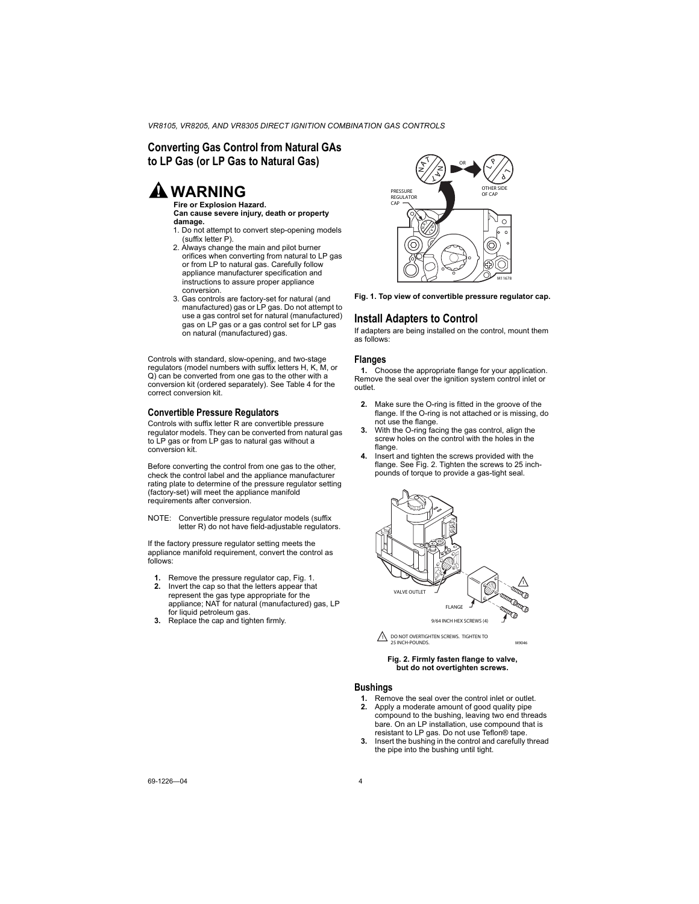## Converting Gas Control from Natural GAs to LP Gas (or LP Gas to Natural Gas)

### ⚠ WARNING

**Fire or Explosion Hazard.**
**Can cause severe injury, death or property damage.**

1. Do not attempt to convert step-opening models (suffix letter P).
2. Always change the main and pilot burner orifices when converting from natural to LP gas or from LP to natural gas. Carefully follow appliance manufacturer specification and instructions to assure proper appliance conversion.
3. Gas controls are factory-set for natural (and manufactured) gas or LP gas. Do not attempt to use a gas control set for natural (manufactured) gas on LP gas or a gas control set for LP gas on natural (manufactured) gas.

Controls with standard, slow-opening, and two-stage regulators (model numbers with suffix letters H, K, M, or Q) can be converted from one gas to the other with a conversion kit (ordered separately). See Table 4 for the correct conversion kit.

### Convertible Pressure Regulators

Controls with suffix letter R are convertible pressure regulator models. They can be converted from natural gas to LP gas or from LP gas to natural gas without a conversion kit.

Before converting the control from one gas to the other, check the control label and the appliance manufacturer rating plate to determine of the pressure regulator setting (factory-set) will meet the appliance manifold requirements after conversion.

NOTE: Convertible pressure regulator models (suffix letter R) do not have field-adjustable regulators.

If the factory pressure regulator setting meets the appliance manifold requirement, convert the control as follows:

1. Remove the pressure regulator cap, Fig. 1.
2. Invert the cap so that the letters appear that represent the gas type appropriate for the appliance; NAT for natural (manufactured) gas, LP for liquid petroleum gas.
3. Replace the cap and tighten firmly.

**Fig. 1. Top view of convertible pressure regulator cap.**

## Install Adapters to Control

If adapters are being installed on the control, mount them as follows:

### Flanges

1. Choose the appropriate flange for your application. Remove the seal over the ignition system control inlet or outlet.
2. Make sure the O-ring is fitted in the groove of the flange. If the O-ring is not attached or is missing, do not use the flange.
3. With the O-ring facing the gas control, align the screw holes on the control with the holes in the flange.
4. Insert and tighten the screws provided with the flange. See Fig. 2. Tighten the screws to 25 inch-pounds of torque to provide a gas-tight seal.

**Fig. 2. Firmly fasten flange to valve, but do not overtighten screws.**

### Bushings

1. Remove the seal over the control inlet or outlet.
2. Apply a moderate amount of good quality pipe compound to the bushing, leaving two end threads bare. On an LP installation, use compound that is resistant to LP gas. Do not use Teflon® tape.
3. Insert the bushing in the control and carefully thread the pipe into the bushing until tight.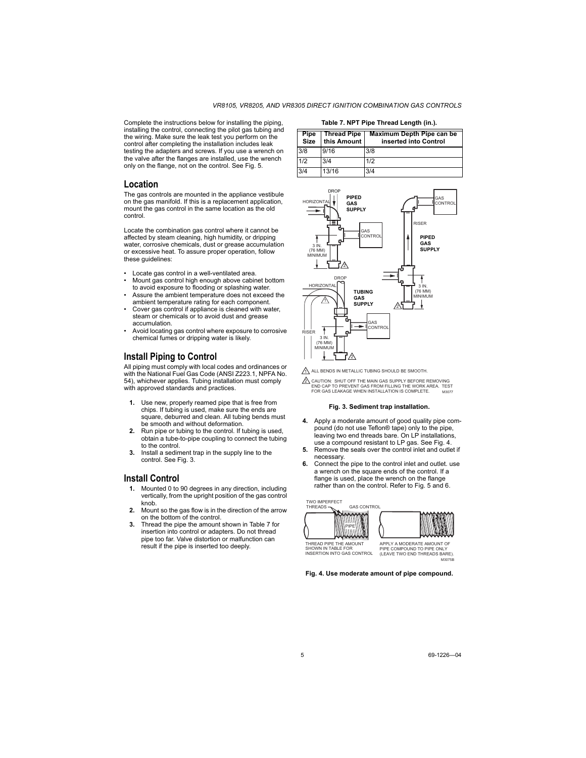Complete the instructions below for installing the piping, installing the control, connecting the pilot gas tubing and the wiring. Make sure the leak test you perform on the control after completing the installation includes leak testing the adapters and screws. If you use a wrench on the valve after the flanges are installed, use the wrench only on the flange, not on the control. See Fig. 5.

## Location

The gas controls are mounted in the appliance vestibule on the gas manifold. If this is a replacement application, mount the gas control in the same location as the old control.

Locate the combination gas control where it cannot be affected by steam cleaning, high humidity, or dripping water, corrosive chemicals, dust or grease accumulation or excessive heat. To assure proper operation, follow these guidelines:

- Locate gas control in a well-ventilated area.
- Mount gas control high enough above cabinet bottom to avoid exposure to flooding or splashing water.
- Assure the ambient temperature does not exceed the ambient temperature rating for each component.
- Cover gas control if appliance is cleaned with water, steam or chemicals or to avoid dust and grease accumulation.
- Avoid locating gas control where exposure to corrosive chemical fumes or dripping water is likely.

## Install Piping to Control

All piping must comply with local codes and ordinances or with the National Fuel Gas Code (ANSI Z223.1, NPFA No. 54), whichever applies. Tubing installation must comply with approved standards and practices.

1. Use new, properly reamed pipe that is free from chips. If tubing is used, make sure the ends are square, deburred and clean. All tubing bends must be smooth and without deformation.
2. Run pipe or tubing to the control. If tubing is used, obtain a tube-to-pipe coupling to connect the tubing to the control.
3. Install a sediment trap in the supply line to the control. See Fig. 3.

## Install Control

1. Mounted 0 to 90 degrees in any direction, including vertically, from the upright position of the gas control knob.
2. Mount so the gas flow is in the direction of the arrow on the bottom of the control.
3. Thread the pipe the amount shown in Table 7 for insertion into control or adapters. Do not thread pipe too far. Valve distortion or malfunction can result if the pipe is inserted too deeply.

**Table 7. NPT Pipe Thread Length (in.).**

| Pipe Size | Thread Pipe this Amount | Maximum Depth Pipe can be inserted into Control |
|---|---|---|
| 3/8 | 9/16 | 3/8 |
| 1/2 | 3/4 | 1/2 |
| 3/4 | 13/16 | 3/4 |

**Fig. 3. Sediment trap installation.**

4. Apply a moderate amount of good quality pipe compound (do not use Teflon® tape) only to the pipe, leaving two end threads bare. On LP installations, use a compound resistant to LP gas. See Fig. 4.
5. Remove the seals over the control inlet and outlet if necessary.
6. Connect the pipe to the control inlet and outlet. use a wrench on the square ends of the control. If a flange is used, place the wrench on the flange rather than on the control. Refer to Fig. 5 and 6.

**Fig. 4. Use moderate amount of pipe compound.**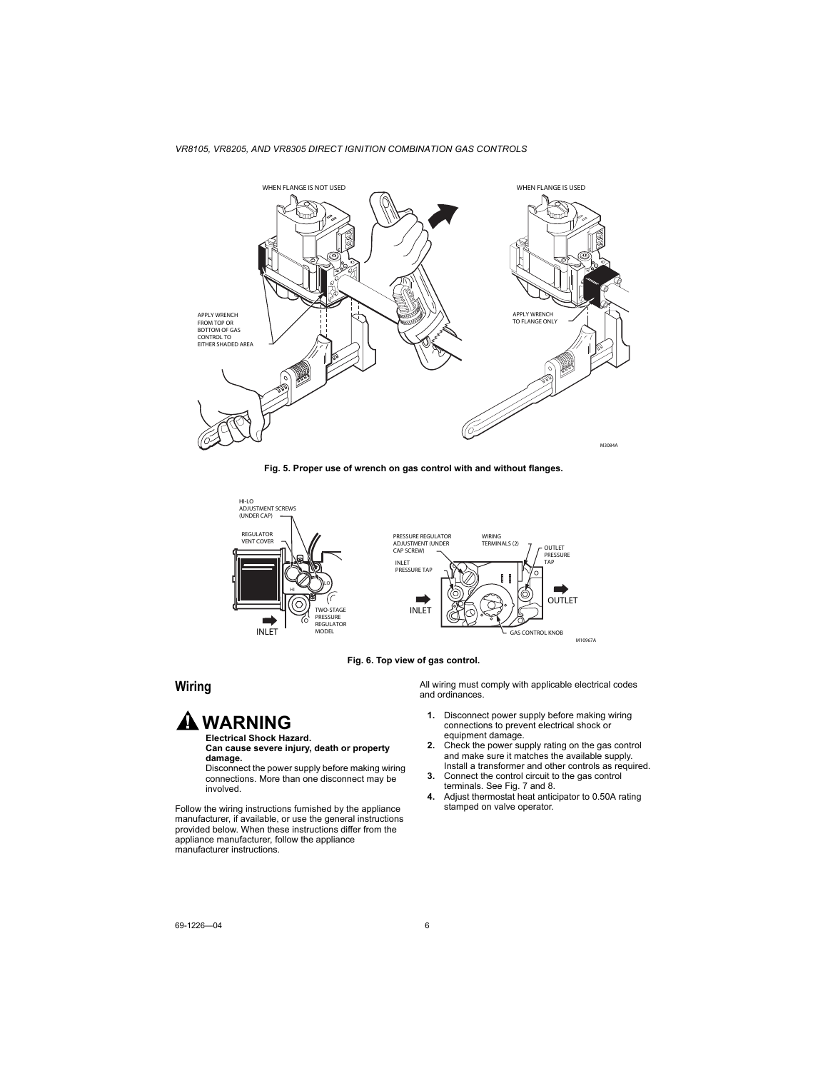Fig. 5. Proper use of wrench on gas control with and without flanges.

Fig. 6. Top view of gas control.

## Wiring

**⚠ WARNING**

**Electrical Shock Hazard.**
**Can cause severe injury, death or property damage.**
Disconnect the power supply before making wiring connections. More than one disconnect may be involved.

Follow the wiring instructions furnished by the appliance manufacturer, if available, or use the general instructions provided below. When these instructions differ from the appliance manufacturer, follow the appliance manufacturer instructions.

All wiring must comply with applicable electrical codes and ordinances.

1. Disconnect power supply before making wiring connections to prevent electrical shock or equipment damage.
2. Check the power supply rating on the gas control and make sure it matches the available supply. Install a transformer and other controls as required.
3. Connect the control circuit to the gas control terminals. See Fig. 7 and 8.
4. Adjust thermostat heat anticipator to 0.50A rating stamped on valve operator.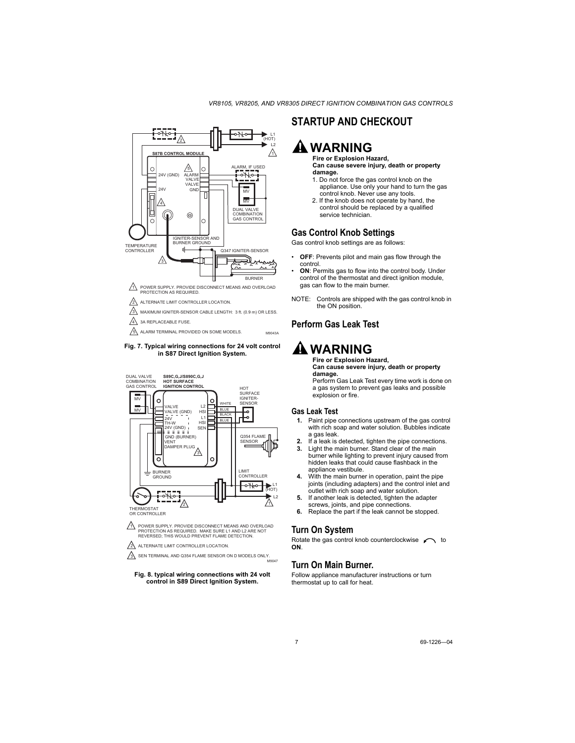1. POWER SUPPLY. PROVIDE DISCONNECT MEANS AND OVERLOAD PROTECTION AS REQUIRED.

2. ALTERNATE LIMIT CONTROLLER LOCATION.

3. MAXIMUM IGNITER-SENSOR CABLE LENGTH: 3 ft. (0.9 m) OR LESS.

4. 3A REPLACEABLE FUSE.

5. ALARM TERMINAL PROVIDED ON SOME MODELS.

**Fig. 7. Typical wiring connections for 24 volt control in S87 Direct Ignition System.**

1. POWER SUPPLY. PROVIDE DISCONNECT MEANS AND OVERLOAD PROTECTION AS REQUIRED. MAKE SURE L1 AND L2 ARE NOT REVERSED; THIS WOULD PREVENT FLAME DETECTION.

2. ALTERNATE LIMIT CONTROLLER LOCATION.

3. SEN TERMINAL AND Q354 FLAME SENSOR ON D MODELS ONLY.

**Fig. 8. typical wiring connections with 24 volt control in S89 Direct Ignition System.**

# STARTUP AND CHECKOUT

## ⚠ WARNING

**Fire or Explosion Hazard,**
**Can cause severe injury, death or property damage.**

1. Do not force the gas control knob on the appliance. Use only your hand to turn the gas control knob. Never use any tools.
2. If the knob does not operate by hand, the control should be replaced by a qualified service technician.

## Gas Control Knob Settings

Gas control knob settings are as follows:

- **OFF**: Prevents pilot and main gas flow through the control.
- **ON**: Permits gas to flow into the control body. Under control of the thermostat and direct ignition module, gas can flow to the main burner.

NOTE: Controls are shipped with the gas control knob in the ON position.

## Perform Gas Leak Test

## ⚠ WARNING

**Fire or Explosion Hazard,**
**Can cause severe injury, death or property damage.**

Perform Gas Leak Test every time work is done on a gas system to prevent gas leaks and possible explosion or fire.

### Gas Leak Test

1. Paint pipe connections upstream of the gas control with rich soap and water solution. Bubbles indicate a gas leak.
2. If a leak is detected, tighten the pipe connections.
3. Light the main burner. Stand clear of the main burner while lighting to prevent injury caused from hidden leaks that could cause flashback in the appliance vestibule.
4. With the main burner in operation, paint the pipe joints (including adapters) and the control inlet and outlet with rich soap and water solution.
5. If another leak is detected, tighten the adapter screws, joints, and pipe connections.
6. Replace the part if the leak cannot be stopped.

## Turn On System

Rotate the gas control knob counterclockwise to **ON**.

## Turn On Main Burner.

Follow appliance manufacturer instructions or turn thermostat up to call for heat.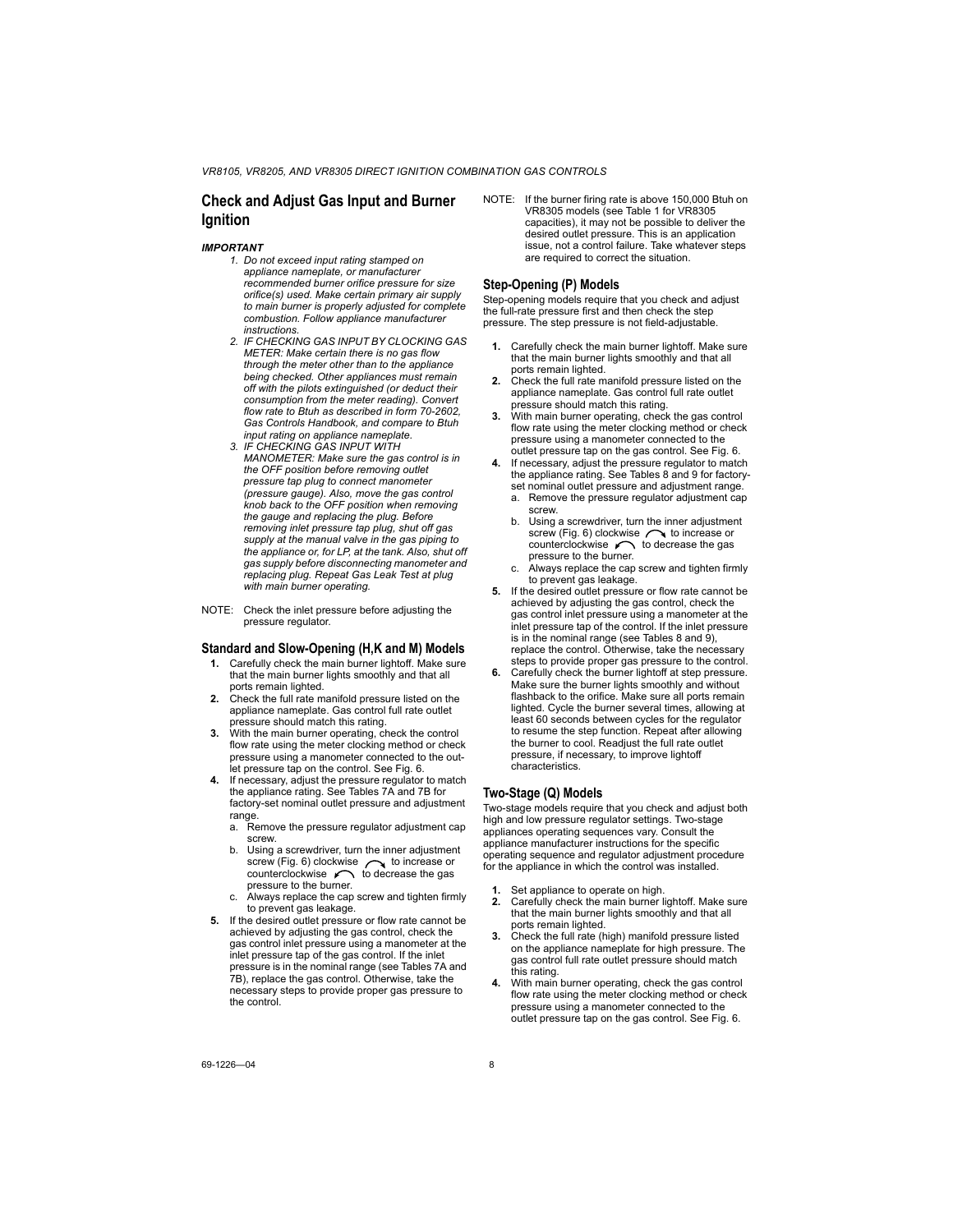## Check and Adjust Gas Input and Burner Ignition

***IMPORTANT***

1. *Do not exceed input rating stamped on appliance nameplate, or manufacturer recommended burner orifice pressure for size orifice(s) used. Make certain primary air supply to main burner is properly adjusted for complete combustion. Follow appliance manufacturer instructions.*
2. *IF CHECKING GAS INPUT BY CLOCKING GAS METER: Make certain there is no gas flow through the meter other than to the appliance being checked. Other appliances must remain off with the pilots extinguished (or deduct their consumption from the meter reading). Convert flow rate to Btuh as described in form 70-2602, Gas Controls Handbook, and compare to Btuh input rating on appliance nameplate.*
3. *IF CHECKING GAS INPUT WITH MANOMETER: Make sure the gas control is in the OFF position before removing outlet pressure tap plug to connect manometer (pressure gauge). Also, move the gas control knob back to the OFF position when removing the gauge and replacing the plug. Before removing inlet pressure tap plug, shut off gas supply at the manual valve in the gas piping to the appliance or, for LP, at the tank. Also, shut off gas supply before disconnecting manometer and replacing plug. Repeat Gas Leak Test at plug with main burner operating.*

NOTE: Check the inlet pressure before adjusting the pressure regulator.

### Standard and Slow-Opening (H,K and M) Models

1. Carefully check the main burner lightoff. Make sure that the main burner lights smoothly and that all ports remain lighted.
2. Check the full rate manifold pressure listed on the appliance nameplate. Gas control full rate outlet pressure should match this rating.
3. With the main burner operating, check the control flow rate using the meter clocking method or check pressure using a manometer connected to the outlet pressure tap on the control. See Fig. 6.
4. If necessary, adjust the pressure regulator to match the appliance rating. See Tables 7A and 7B for factory-set nominal outlet pressure and adjustment range.
   a. Remove the pressure regulator adjustment cap screw.
   b. Using a screwdriver, turn the inner adjustment screw (Fig. 6) clockwise to increase or counterclockwise to decrease the gas pressure to the burner.
   c. Always replace the cap screw and tighten firmly to prevent gas leakage.
5. If the desired outlet pressure or flow rate cannot be achieved by adjusting the gas control, check the gas control inlet pressure using a manometer at the inlet pressure tap of the gas control. If the inlet pressure is in the nominal range (see Tables 7A and 7B), replace the gas control. Otherwise, take the necessary steps to provide proper gas pressure to the control.

NOTE: If the burner firing rate is above 150,000 Btuh on VR8305 models (see Table 1 for VR8305 capacities), it may not be possible to deliver the desired outlet pressure. This is an application issue, not a control failure. Take whatever steps are required to correct the situation.

### Step-Opening (P) Models

Step-opening models require that you check and adjust the full-rate pressure first and then check the step pressure. The step pressure is not field-adjustable.

1. Carefully check the main burner lightoff. Make sure that the main burner lights smoothly and that all ports remain lighted.
2. Check the full rate manifold pressure listed on the appliance nameplate. Gas control full rate outlet pressure should match this rating.
3. With main burner operating, check the gas control flow rate using the meter clocking method or check pressure using a manometer connected to the outlet pressure tap on the gas control. See Fig. 6.
4. If necessary, adjust the pressure regulator to match the appliance rating. See Tables 8 and 9 for factory-set nominal outlet pressure and adjustment range.
   a. Remove the pressure regulator adjustment cap screw.
   b. Using a screwdriver, turn the inner adjustment screw (Fig. 6) clockwise to increase or counterclockwise to decrease the gas pressure to the burner.
   c. Always replace the cap screw and tighten firmly to prevent gas leakage.
5. If the desired outlet pressure or flow rate cannot be achieved by adjusting the gas control, check the gas control inlet pressure using a manometer at the inlet pressure tap of the control. If the inlet pressure is in the nominal range (see Tables 8 and 9), replace the control. Otherwise, take the necessary steps to provide proper gas pressure to the control.
6. Carefully check the burner lightoff at step pressure. Make sure the burner lights smoothly and without flashback to the orifice. Make sure all ports remain lighted. Cycle the burner several times, allowing at least 60 seconds between cycles for the regulator to resume the step function. Repeat after allowing the burner to cool. Readjust the full rate outlet pressure, if necessary, to improve lightoff characteristics.

### Two-Stage (Q) Models

Two-stage models require that you check and adjust both high and low pressure regulator settings. Two-stage appliances operating sequences vary. Consult the appliance manufacturer instructions for the specific operating sequence and regulator adjustment procedure for the appliance in which the control was installed.

1. Set appliance to operate on high.
2. Carefully check the main burner lightoff. Make sure that the main burner lights smoothly and that all ports remain lighted.
3. Check the full rate (high) manifold pressure listed on the appliance nameplate for high pressure. The gas control full rate outlet pressure should match this rating.
4. With main burner operating, check the gas control flow rate using the meter clocking method or check pressure using a manometer connected to the outlet pressure tap on the gas control. See Fig. 6.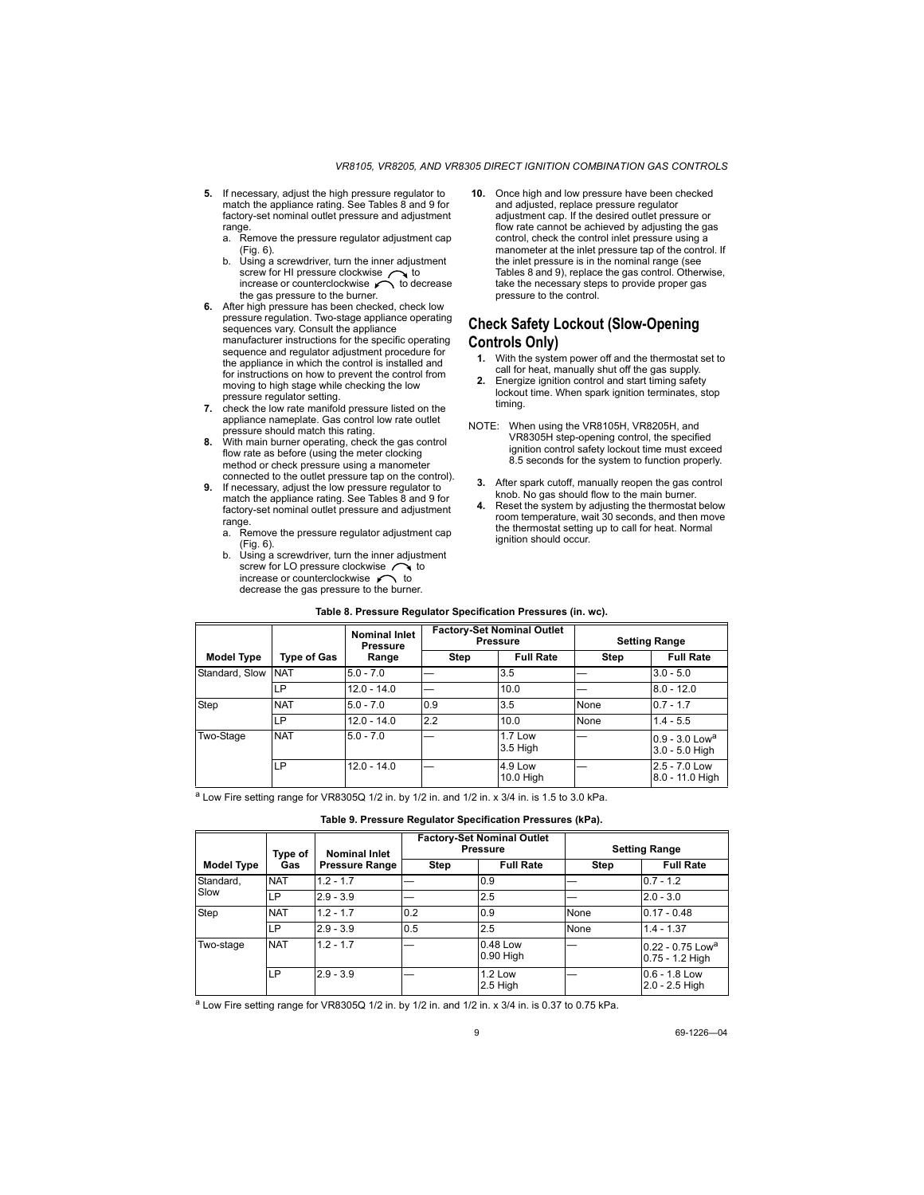5. If necessary, adjust the high pressure regulator to match the appliance rating. See Tables 8 and 9 for factory-set nominal outlet pressure and adjustment range.
   a. Remove the pressure regulator adjustment cap (Fig. 6).
   b. Using a screwdriver, turn the inner adjustment screw for HI pressure clockwise ↷ to increase or counterclockwise ↶ to decrease the gas pressure to the burner.
6. After high pressure has been checked, check low pressure regulation. Two-stage appliance operating sequences vary. Consult the appliance manufacturer instructions for the specific operating sequence and regulator adjustment procedure for the appliance in which the control is installed and for instructions on how to prevent the control from moving to high stage while checking the low pressure regulator setting.
7. check the low rate manifold pressure listed on the appliance nameplate. Gas control low rate outlet pressure should match this rating.
8. With main burner operating, check the gas control flow rate as before (using the meter clocking method or check pressure using a manometer connected to the outlet pressure tap on the control).
9. If necessary, adjust the low pressure regulator to match the appliance rating. See Tables 8 and 9 for factory-set nominal outlet pressure and adjustment range.
   a. Remove the pressure regulator adjustment cap (Fig. 6).
   b. Using a screwdriver, turn the inner adjustment screw for LO pressure clockwise ↷ to increase or counterclockwise ↶ to decrease the gas pressure to the burner.
10. Once high and low pressure have been checked and adjusted, replace pressure regulator adjustment cap. If the desired outlet pressure or flow rate cannot be achieved by adjusting the gas control, check the control inlet pressure using a manometer at the inlet pressure tap of the control. If the inlet pressure is in the nominal range (see Tables 8 and 9), replace the gas control. Otherwise, take the necessary steps to provide proper gas pressure to the control.

## Check Safety Lockout (Slow-Opening Controls Only)

1. With the system power off and the thermostat set to call for heat, manually shut off the gas supply.
2. Energize ignition control and start timing safety lockout time. When spark ignition terminates, stop timing.

NOTE: When using the VR8105H, VR8205H, and VR8305H step-opening control, the specified ignition control safety lockout time must exceed 8.5 seconds for the system to function properly.

3. After spark cutoff, manually reopen the gas control knob. No gas should flow to the main burner.
4. Reset the system by adjusting the thermostat below room temperature, wait 30 seconds, and then move the thermostat setting up to call for heat. Normal ignition should occur.

**Table 8. Pressure Regulator Specification Pressures (in. wc).**

| | | Nominal Inlet Pressure | Factory-Set Nominal Outlet Pressure | | Setting Range | |
|---|---|---|---|---|---|---|
| **Model Type** | **Type of Gas** | **Range** | **Step** | **Full Rate** | **Step** | **Full Rate** |
| Standard, Slow | NAT | 5.0 - 7.0 | — | 3.5 | — | 3.0 - 5.0 |
| | LP | 12.0 - 14.0 | — | 10.0 | — | 8.0 - 12.0 |
| Step | NAT | 5.0 - 7.0 | 0.9 | 3.5 | None | 0.7 - 1.7 |
| | LP | 12.0 - 14.0 | 2.2 | 10.0 | None | 1.4 - 5.5 |
| Two-Stage | NAT | 5.0 - 7.0 | — | 1.7 Low<br>3.5 High | — | 0.9 - 3.0 Low[a]<br>3.0 - 5.0 High |
| | LP | 12.0 - 14.0 | — | 4.9 Low<br>10.0 High | — | 2.5 - 7.0 Low<br>8.0 - 11.0 High |

[a] Low Fire setting range for VR8305Q 1/2 in. by 1/2 in. and 1/2 in. x 3/4 in. is 1.5 to 3.0 kPa.

**Table 9. Pressure Regulator Specification Pressures (kPa).**

| | Type of | Nominal Inlet | Factory-Set Nominal Outlet Pressure | | Setting Range | |
|---|---|---|---|---|---|---|
| **Model Type** | **Gas** | **Pressure Range** | **Step** | **Full Rate** | **Step** | **Full Rate** |
| Standard, Slow | NAT | 1.2 - 1.7 | — | 0.9 | — | 0.7 - 1.2 |
| | LP | 2.9 - 3.9 | — | 2.5 | — | 2.0 - 3.0 |
| Step | NAT | 1.2 - 1.7 | 0.2 | 0.9 | None | 0.17 - 0.48 |
| | LP | 2.9 - 3.9 | 0.5 | 2.5 | None | 1.4 - 1.37 |
| Two-stage | NAT | 1.2 - 1.7 | — | 0.48 Low<br>0.90 High | — | 0.22 - 0.75 Low[a]<br>0.75 - 1.2 High |
| | LP | 2.9 - 3.9 | — | 1.2 Low<br>2.5 High | — | 0.6 - 1.8 Low<br>2.0 - 2.5 High |

[a] Low Fire setting range for VR8305Q 1/2 in. by 1/2 in. and 1/2 in. x 3/4 in. is 0.37 to 0.75 kPa.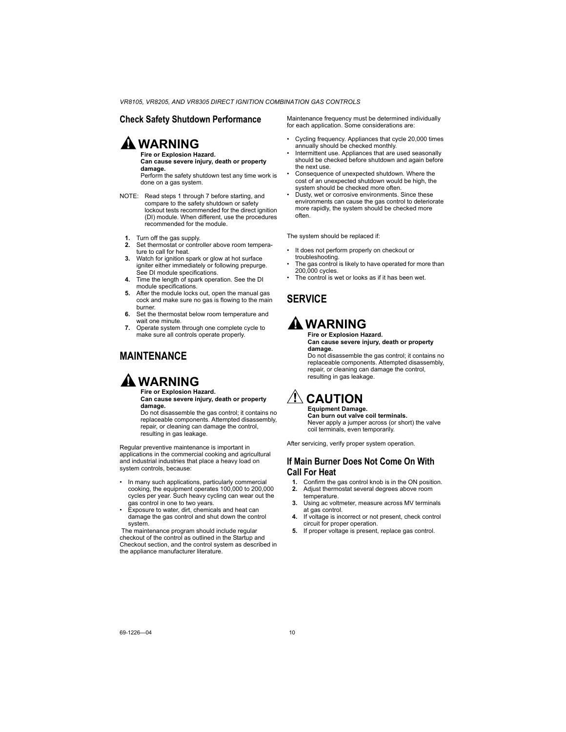## Check Safety Shutdown Performance

**⚠ WARNING**

**Fire or Explosion Hazard.**
**Can cause severe injury, death or property damage.**
Perform the safety shutdown test any time work is done on a gas system.

NOTE: Read steps 1 through 7 before starting, and compare to the safety shutdown or safety lockout tests recommended for the direct ignition (DI) module. When different, use the procedures recommended for the module.

1. Turn off the gas supply.
2. Set thermostat or controller above room temperature to call for heat.
3. Watch for ignition spark or glow at hot surface igniter either immediately or following prepurge. See DI module specifications.
4. Time the length of spark operation. See the DI module specifications.
5. After the module locks out, open the manual gas cock and make sure no gas is flowing to the main burner.
6. Set the thermostat below room temperature and wait one minute.
7. Operate system through one complete cycle to make sure all controls operate properly.

## MAINTENANCE

**⚠ WARNING**

**Fire or Explosion Hazard.**
**Can cause severe injury, death or property damage.**
Do not disassemble the gas control; it contains no replaceable components. Attempted disassembly, repair, or cleaning can damage the control, resulting in gas leakage.

Regular preventive maintenance is important in applications in the commercial cooking and agricultural and industrial industries that place a heavy load on system controls, because:

- In many such applications, particularly commercial cooking, the equipment operates 100,000 to 200,000 cycles per year. Such heavy cycling can wear out the gas control in one to two years.
- Exposure to water, dirt, chemicals and heat can damage the gas control and shut down the control system.

The maintenance program should include regular checkout of the control as outlined in the Startup and Checkout section, and the control system as described in the appliance manufacturer literature.

Maintenance frequency must be determined individually for each application. Some considerations are:

- Cycling frequency. Appliances that cycle 20,000 times annually should be checked monthly.
- Intermittent use. Appliances that are used seasonally should be checked before shutdown and again before the next use.
- Consequence of unexpected shutdown. Where the cost of an unexpected shutdown would be high, the system should be checked more often.
- Dusty, wet or corrosive environments. Since these environments can cause the gas control to deteriorate more rapidly, the system should be checked more often.

The system should be replaced if:

- It does not perform properly on checkout or troubleshooting.
- The gas control is likely to have operated for more than 200,000 cycles.
- The control is wet or looks as if it has been wet.

## SERVICE

**⚠ WARNING**

**Fire or Explosion Hazard.**
**Can cause severe injury, death or property damage.**
Do not disassemble the gas control; it contains no replaceable components. Attempted disassembly, repair, or cleaning can damage the control, resulting in gas leakage.

**⚠ CAUTION**

**Equipment Damage.**
**Can burn out valve coil terminals.**
Never apply a jumper across (or short) the valve coil terminals, even temporarily.

After servicing, verify proper system operation.

### If Main Burner Does Not Come On With Call For Heat

1. Confirm the gas control knob is in the ON position.
2. Adjust thermostat several degrees above room temperature.
3. Using ac voltmeter, measure across MV terminals at gas control.
4. If voltage is incorrect or not present, check control circuit for proper operation.
5. If proper voltage is present, replace gas control.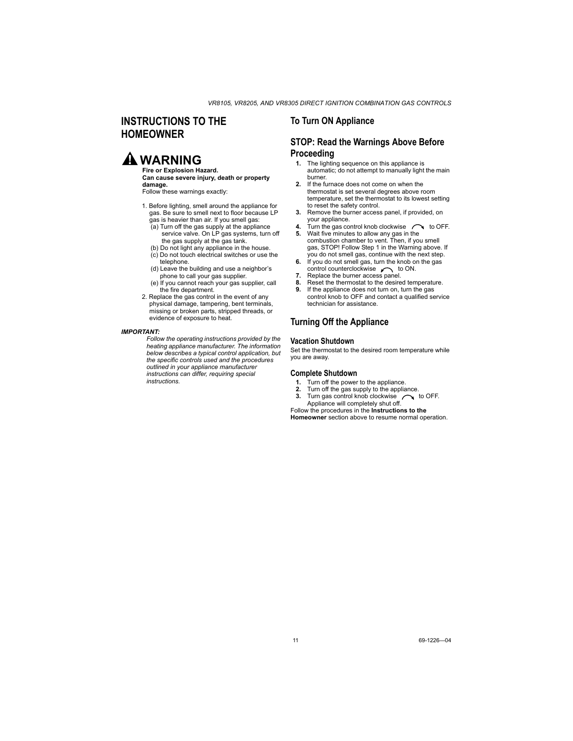## INSTRUCTIONS TO THE HOMEOWNER

### ⚠ WARNING

**Fire or Explosion Hazard.**
**Can cause severe injury, death or property damage.**
Follow these warnings exactly:

1. Before lighting, smell around the appliance for gas. Be sure to smell next to floor because LP gas is heavier than air. If you smell gas:
   (a) Turn off the gas supply at the appliance service valve. On LP gas systems, turn off the gas supply at the gas tank.
   (b) Do not light any appliance in the house.
   (c) Do not touch electrical switches or use the telephone.
   (d) Leave the building and use a neighbor's phone to call your gas supplier.
   (e) If you cannot reach your gas supplier, call the fire department.
2. Replace the gas control in the event of any physical damage, tampering, bent terminals, missing or broken parts, stripped threads, or evidence of exposure to heat.

***IMPORTANT:***
*Follow the operating instructions provided by the heating appliance manufacturer. The information below describes a typical control application, but the specific controls used and the procedures outlined in your appliance manufacturer instructions can differ, requiring special instructions.*

## To Turn ON Appliance

## STOP: Read the Warnings Above Before Proceeding

1. The lighting sequence on this appliance is automatic; do not attempt to manually light the main burner.
2. If the furnace does not come on when the thermostat is set several degrees above room temperature, set the thermostat to its lowest setting to reset the safety control.
3. Remove the burner access panel, if provided, on your appliance.
4. Turn the gas control knob clockwise ↻ to OFF.
5. Wait five minutes to allow any gas in the combustion chamber to vent. Then, if you smell gas, STOP! Follow Step 1 in the Warning above. If you do not smell gas, continue with the next step.
6. If you do not smell gas, turn the knob on the gas control counterclockwise ↺ to ON.
7. Replace the burner access panel.
8. Reset the thermostat to the desired temperature.
9. If the appliance does not turn on, turn the gas control knob to OFF and contact a qualified service technician for assistance.

## Turning Off the Appliance

### Vacation Shutdown

Set the thermostat to the desired room temperature while you are away.

### Complete Shutdown

1. Turn off the power to the appliance.
2. Turn off the gas supply to the appliance.
3. Turn gas control knob clockwise ↻ to OFF. Appliance will completely shut off.

Follow the procedures in the **Instructions to the Homeowner** section above to resume normal operation.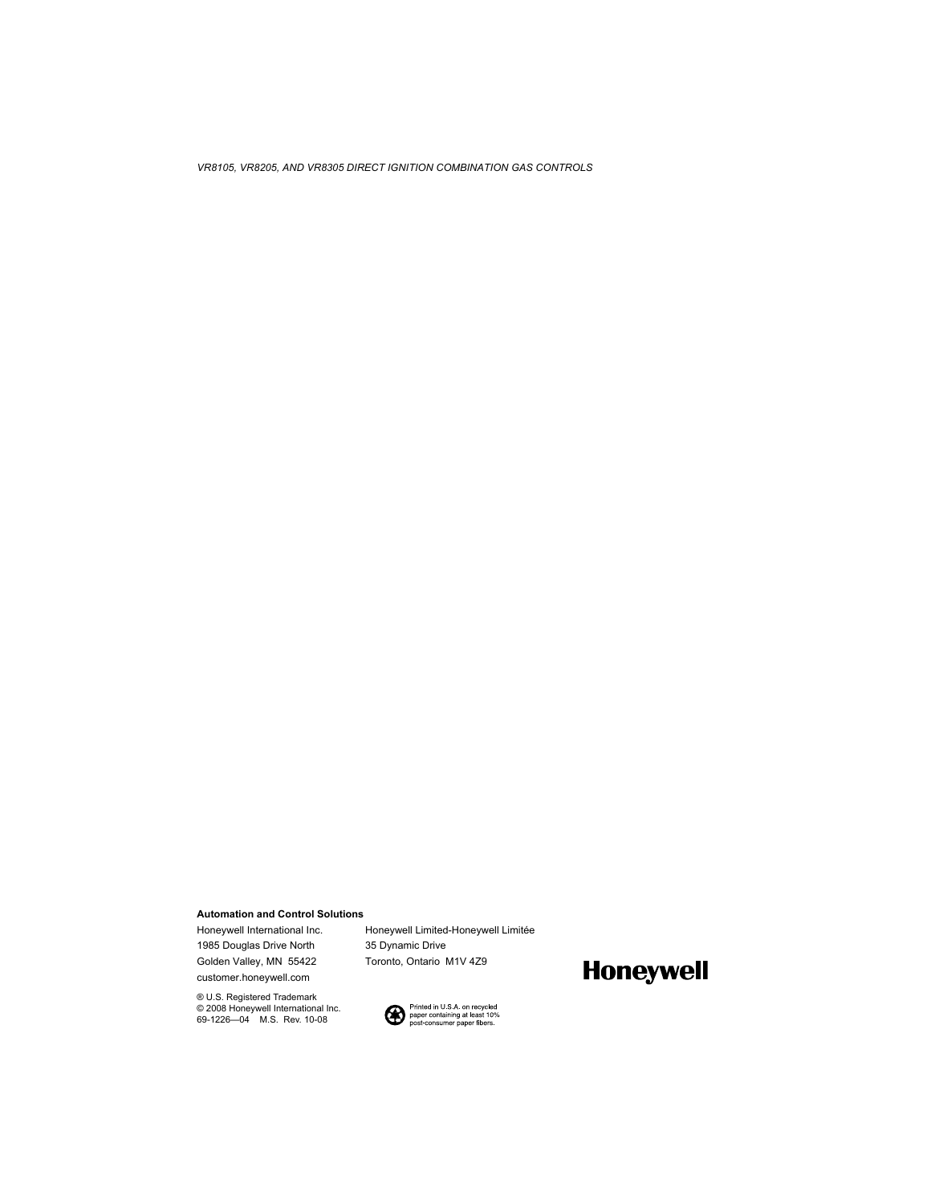**Automation and Control Solutions**

Honeywell International Inc.
1985 Douglas Drive North
Golden Valley, MN 55422
customer.honeywell.com

Honeywell Limited-Honeywell Limitée
35 Dynamic Drive
Toronto, Ontario M1V 4Z9

® U.S. Registered Trademark
© 2008 Honeywell International Inc.
69-1226—04 M.S. Rev. 10-08

Printed in U.S.A. on recycled paper containing at least 10% post-consumer paper fibers.

**Honeywell**